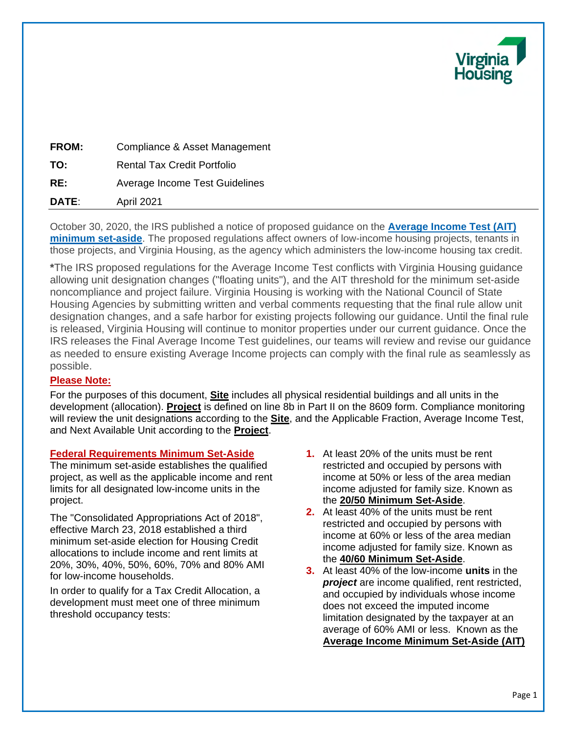**FROM:** Compliance & Asset Management

**TO:** Rental Tax Credit Portfolio

**RE:** Average Income Test Guidelines

**DATE:** April 2021

---

October 30, 2020, the IRS published a notice of proposed guidance on the **Average Income Test (AIT) minimum set-aside**. The proposed regulations affect owners of low-income housing projects, tenants in those projects, and Virginia Housing, as the agency which administers the low-income housing tax credit.

*****The IRS proposed regulations for the Average Income Test conflicts with Virginia Housing guidance allowing unit designation changes ("floating units"), and the AIT threshold for the minimum set-aside noncompliance and project failure. Virginia Housing is working with the National Council of State Housing Agencies by submitting written and verbal comments requesting that the final rule allow unit designation changes, and a safe harbor for existing projects following our guidance. Until the final rule is released, Virginia Housing will continue to monitor properties under our current guidance. Once the IRS releases the Final Average Income Test guidelines, our teams will review and revise our guidance as needed to ensure existing Average Income projects can comply with the final rule as seamlessly as possible.

**Please Note:**

For the purposes of this document, **Site** includes all physical residential buildings and all units in the development (allocation). **Project** is defined on line 8b in Part II on the 8609 form. Compliance monitoring will review the unit designations according to the **Site**, and the Applicable Fraction, Average Income Test, and Next Available Unit according to the **Project**.

## Federal Requirements Minimum Set-Aside

The minimum set-aside establishes the qualified project, as well as the applicable income and rent limits for all designated low-income units in the project.

The "Consolidated Appropriations Act of 2018", effective March 23, 2018 established a third minimum set-aside election for Housing Credit allocations to include income and rent limits at 20%, 30%, 40%, 50%, 60%, 70% and 80% AMI for low-income households.

In order to qualify for a Tax Credit Allocation, a development must meet one of three minimum threshold occupancy tests:

1. At least 20% of the units must be rent restricted and occupied by persons with income at 50% or less of the area median income adjusted for family size. Known as the **20/50 Minimum Set-Aside**.
2. At least 40% of the units must be rent restricted and occupied by persons with income at 60% or less of the area median income adjusted for family size. Known as the **40/60 Minimum Set-Aside**.
3. At least 40% of the low-income **units** in the ***project*** are income qualified, rent restricted, and occupied by individuals whose income does not exceed the imputed income limitation designated by the taxpayer at an average of 60% AMI or less. Known as the **Average Income Minimum Set-Aside (AIT)**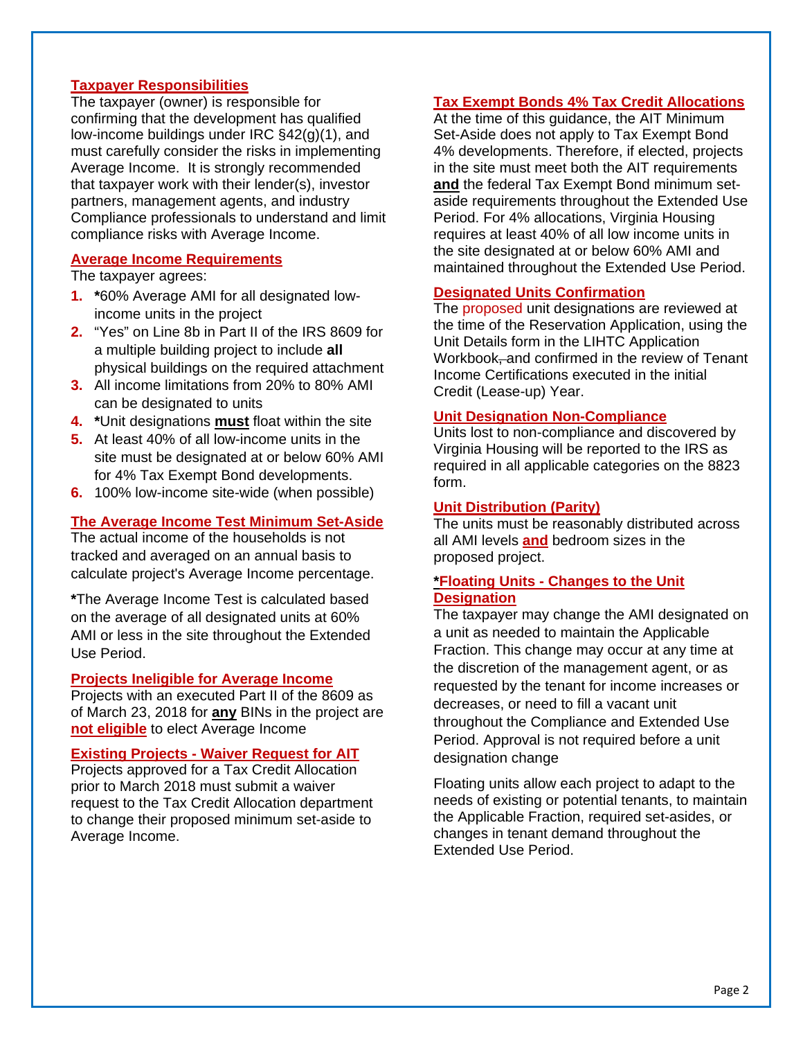## Taxpayer Responsibilities

The taxpayer (owner) is responsible for confirming that the development has qualified low-income buildings under IRC §42(g)(1), and must carefully consider the risks in implementing Average Income. It is strongly recommended that taxpayer work with their lender(s), investor partners, management agents, and industry Compliance professionals to understand and limit compliance risks with Average Income.

## Average Income Requirements

The taxpayer agrees:

1. ***60% Average AMI for all designated low-income units in the project
2. "Yes" on Line 8b in Part II of the IRS 8609 for a multiple building project to include **all** physical buildings on the required attachment
3. All income limitations from 20% to 80% AMI can be designated to units
4. ***Unit designations **must** float within the site
5. At least 40% of all low-income units in the site must be designated at or below 60% AMI for 4% Tax Exempt Bond developments.
6. 100% low-income site-wide (when possible)

## The Average Income Test Minimum Set-Aside

The actual income of the households is not tracked and averaged on an annual basis to calculate project's Average Income percentage.

***The Average Income Test is calculated based on the average of all designated units at 60% AMI or less in the site throughout the Extended Use Period.

## Projects Ineligible for Average Income

Projects with an executed Part II of the 8609 as of March 23, 2018 for **any** BINs in the project are **not eligible** to elect Average Income

## Existing Projects - Waiver Request for AIT

Projects approved for a Tax Credit Allocation prior to March 2018 must submit a waiver request to the Tax Credit Allocation department to change their proposed minimum set-aside to Average Income.

## Tax Exempt Bonds 4% Tax Credit Allocations

At the time of this guidance, the AIT Minimum Set-Aside does not apply to Tax Exempt Bond 4% developments. Therefore, if elected, projects in the site must meet both the AIT requirements **and** the federal Tax Exempt Bond minimum set-aside requirements throughout the Extended Use Period. For 4% allocations, Virginia Housing requires at least 40% of all low income units in the site designated at or below 60% AMI and maintained throughout the Extended Use Period.

## Designated Units Confirmation

The proposed unit designations are reviewed at the time of the Reservation Application, using the Unit Details form in the LIHTC Application Workbook, and confirmed in the review of Tenant Income Certifications executed in the initial Credit (Lease-up) Year.

## Unit Designation Non-Compliance

Units lost to non-compliance and discovered by Virginia Housing will be reported to the IRS as required in all applicable categories on the 8823 form.

## Unit Distribution (Parity)

The units must be reasonably distributed across all AMI levels **and** bedroom sizes in the proposed project.

## *Floating Units - Changes to the Unit Designation

The taxpayer may change the AMI designated on a unit as needed to maintain the Applicable Fraction. This change may occur at any time at the discretion of the management agent, or as requested by the tenant for income increases or decreases, or need to fill a vacant unit throughout the Compliance and Extended Use Period. Approval is not required before a unit designation change

Floating units allow each project to adapt to the needs of existing or potential tenants, to maintain the Applicable Fraction, required set-asides, or changes in tenant demand throughout the Extended Use Period.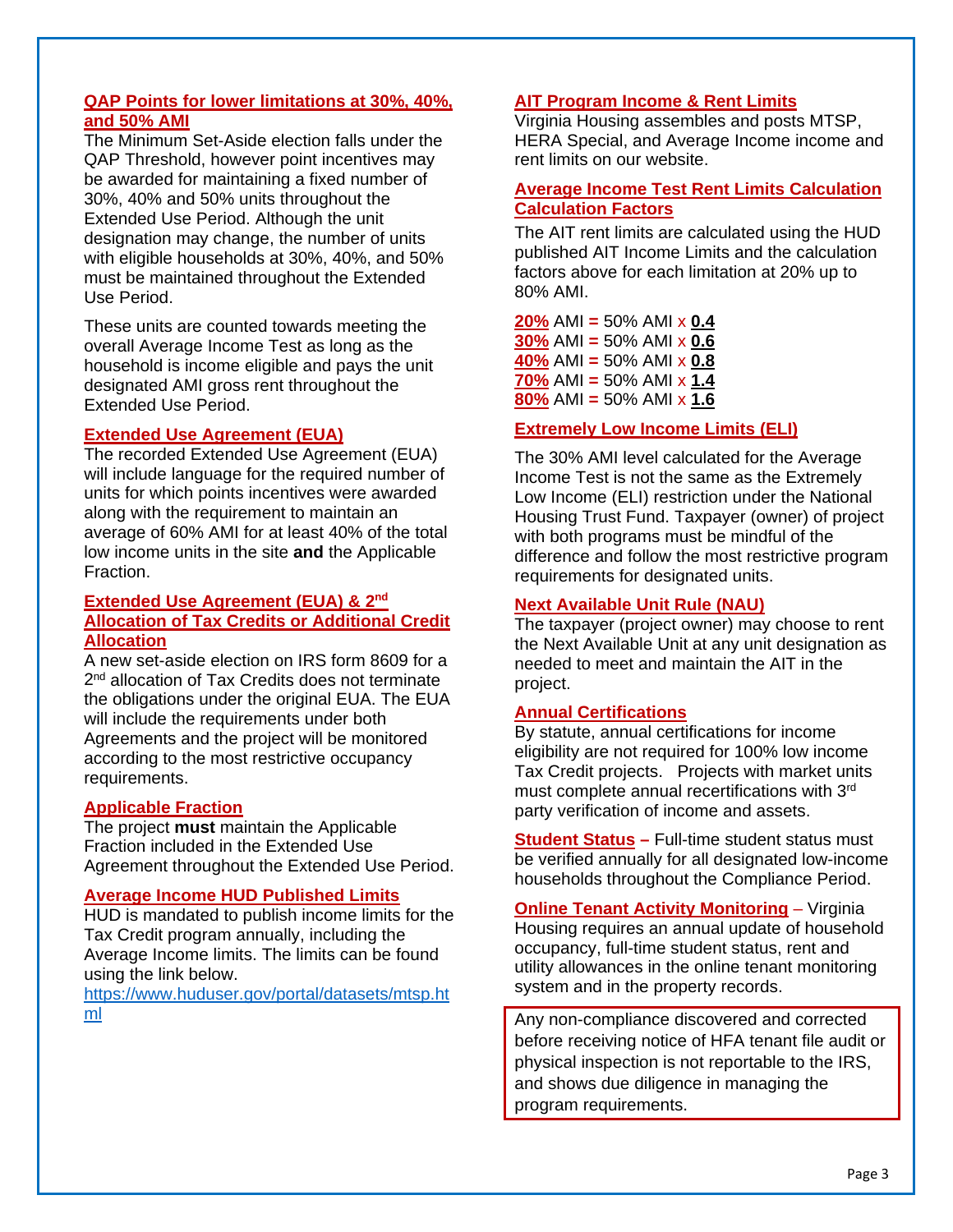## QAP Points for lower limitations at 30%, 40%, and 50% AMI

The Minimum Set-Aside election falls under the QAP Threshold, however point incentives may be awarded for maintaining a fixed number of 30%, 40% and 50% units throughout the Extended Use Period. Although the unit designation may change, the number of units with eligible households at 30%, 40%, and 50% must be maintained throughout the Extended Use Period.

These units are counted towards meeting the overall Average Income Test as long as the household is income eligible and pays the unit designated AMI gross rent throughout the Extended Use Period.

## Extended Use Agreement (EUA)

The recorded Extended Use Agreement (EUA) will include language for the required number of units for which points incentives were awarded along with the requirement to maintain an average of 60% AMI for at least 40% of the total low income units in the site **and** the Applicable Fraction.

## Extended Use Agreement (EUA) & 2nd Allocation of Tax Credits or Additional Credit Allocation

A new set-aside election on IRS form 8609 for a 2nd allocation of Tax Credits does not terminate the obligations under the original EUA. The EUA will include the requirements under both Agreements and the project will be monitored according to the most restrictive occupancy requirements.

## Applicable Fraction

The project **must** maintain the Applicable Fraction included in the Extended Use Agreement throughout the Extended Use Period.

## Average Income HUD Published Limits

HUD is mandated to publish income limits for the Tax Credit program annually, including the Average Income limits. The limits can be found using the link below.

https://www.huduser.gov/portal/datasets/mtsp.html

## AIT Program Income & Rent Limits

Virginia Housing assembles and posts MTSP, HERA Special, and Average Income income and rent limits on our website.

## Average Income Test Rent Limits Calculation Calculation Factors

The AIT rent limits are calculated using the HUD published AIT Income Limits and the calculation factors above for each limitation at 20% up to 80% AMI.

**20%** AMI = 50% AMI x **0.4**
**30%** AMI = 50% AMI x **0.6**
**40%** AMI = 50% AMI x **0.8**
**70%** AMI = 50% AMI x **1.4**
**80%** AMI = 50% AMI x **1.6**

## Extremely Low Income Limits (ELI)

The 30% AMI level calculated for the Average Income Test is not the same as the Extremely Low Income (ELI) restriction under the National Housing Trust Fund. Taxpayer (owner) of project with both programs must be mindful of the difference and follow the most restrictive program requirements for designated units.

## Next Available Unit Rule (NAU)

The taxpayer (project owner) may choose to rent the Next Available Unit at any unit designation as needed to meet and maintain the AIT in the project.

## Annual Certifications

By statute, annual certifications for income eligibility are not required for 100% low income Tax Credit projects. Projects with market units must complete annual recertifications with 3rd party verification of income and assets.

**Student Status** – Full-time student status must be verified annually for all designated low-income households throughout the Compliance Period.

**Online Tenant Activity Monitoring** – Virginia Housing requires an annual update of household occupancy, full-time student status, rent and utility allowances in the online tenant monitoring system and in the property records.

Any non-compliance discovered and corrected before receiving notice of HFA tenant file audit or physical inspection is not reportable to the IRS, and shows due diligence in managing the program requirements.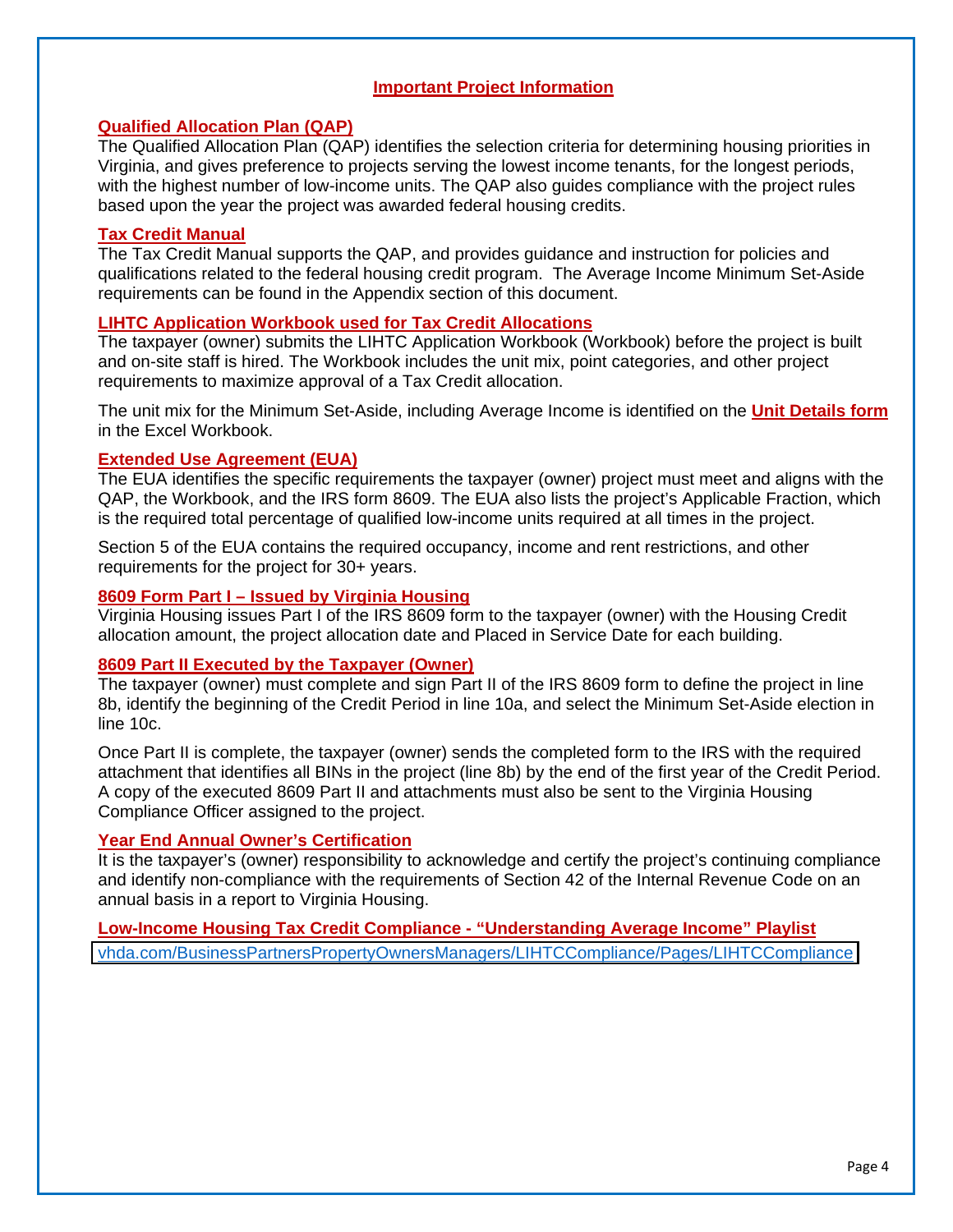## Important Project Information

### Qualified Allocation Plan (QAP)

The Qualified Allocation Plan (QAP) identifies the selection criteria for determining housing priorities in Virginia, and gives preference to projects serving the lowest income tenants, for the longest periods, with the highest number of low-income units. The QAP also guides compliance with the project rules based upon the year the project was awarded federal housing credits.

### Tax Credit Manual

The Tax Credit Manual supports the QAP, and provides guidance and instruction for policies and qualifications related to the federal housing credit program. The Average Income Minimum Set-Aside requirements can be found in the Appendix section of this document.

### LIHTC Application Workbook used for Tax Credit Allocations

The taxpayer (owner) submits the LIHTC Application Workbook (Workbook) before the project is built and on-site staff is hired. The Workbook includes the unit mix, point categories, and other project requirements to maximize approval of a Tax Credit allocation.

The unit mix for the Minimum Set-Aside, including Average Income is identified on the **Unit Details form** in the Excel Workbook.

### Extended Use Agreement (EUA)

The EUA identifies the specific requirements the taxpayer (owner) project must meet and aligns with the QAP, the Workbook, and the IRS form 8609. The EUA also lists the project's Applicable Fraction, which is the required total percentage of qualified low-income units required at all times in the project.

Section 5 of the EUA contains the required occupancy, income and rent restrictions, and other requirements for the project for 30+ years.

### 8609 Form Part I – Issued by Virginia Housing

Virginia Housing issues Part I of the IRS 8609 form to the taxpayer (owner) with the Housing Credit allocation amount, the project allocation date and Placed in Service Date for each building.

### 8609 Part II Executed by the Taxpayer (Owner)

The taxpayer (owner) must complete and sign Part II of the IRS 8609 form to define the project in line 8b, identify the beginning of the Credit Period in line 10a, and select the Minimum Set-Aside election in line 10c.

Once Part II is complete, the taxpayer (owner) sends the completed form to the IRS with the required attachment that identifies all BINs in the project (line 8b) by the end of the first year of the Credit Period. A copy of the executed 8609 Part II and attachments must also be sent to the Virginia Housing Compliance Officer assigned to the project.

### Year End Annual Owner's Certification

It is the taxpayer's (owner) responsibility to acknowledge and certify the project's continuing compliance and identify non-compliance with the requirements of Section 42 of the Internal Revenue Code on an annual basis in a report to Virginia Housing.

### Low-Income Housing Tax Credit Compliance - "Understanding Average Income" Playlist

vhda.com/BusinessPartnersPropertyOwnersManagers/LIHTCCompliance/Pages/LIHTCCompliance